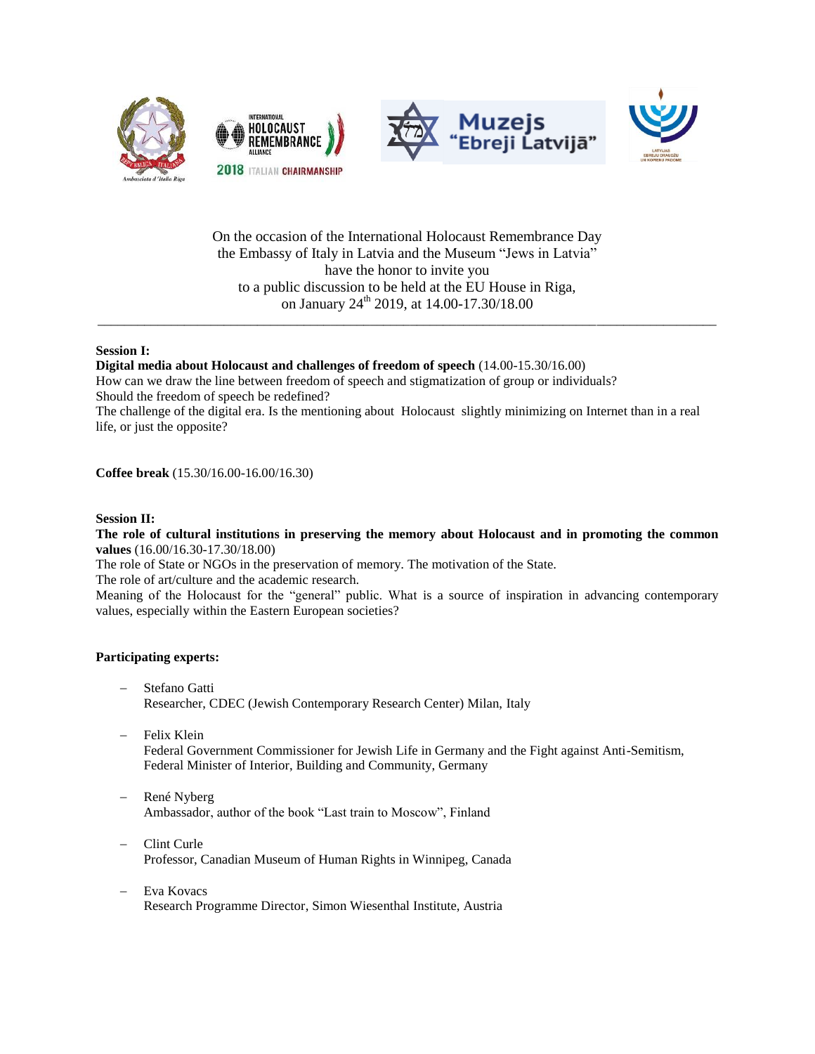On the occasion of the International Holocaust Remembrance Day
the Embassy of Italy in Latvia and the Museum "Jews in Latvia"
have the honor to invite you
to a public discussion to be held at the EU House in Riga,
on January 24th 2019, at 14.00-17.30/18.00

---

**Session I:**

**Digital media about Holocaust and challenges of freedom of speech** (14.00-15.30/16.00)

How can we draw the line between freedom of speech and stigmatization of group or individuals?
Should the freedom of speech be redefined?
The challenge of the digital era. Is the mentioning about Holocaust slightly minimizing on Internet than in a real life, or just the opposite?

**Coffee break** (15.30/16.00-16.00/16.30)

**Session II:**

**The role of cultural institutions in preserving the memory about Holocaust and in promoting the common values** (16.00/16.30-17.30/18.00)

The role of State or NGOs in the preservation of memory. The motivation of the State.
The role of art/culture and the academic research.
Meaning of the Holocaust for the "general" public. What is a source of inspiration in advancing contemporary values, especially within the Eastern European societies?

**Participating experts:**

- Stefano Gatti
  Researcher, CDEC (Jewish Contemporary Research Center) Milan, Italy

- Felix Klein
  Federal Government Commissioner for Jewish Life in Germany and the Fight against Anti-Semitism, Federal Minister of Interior, Building and Community, Germany

- René Nyberg
  Ambassador, author of the book "Last train to Moscow", Finland

- Clint Curle
  Professor, Canadian Museum of Human Rights in Winnipeg, Canada

- Eva Kovacs
  Research Programme Director, Simon Wiesenthal Institute, Austria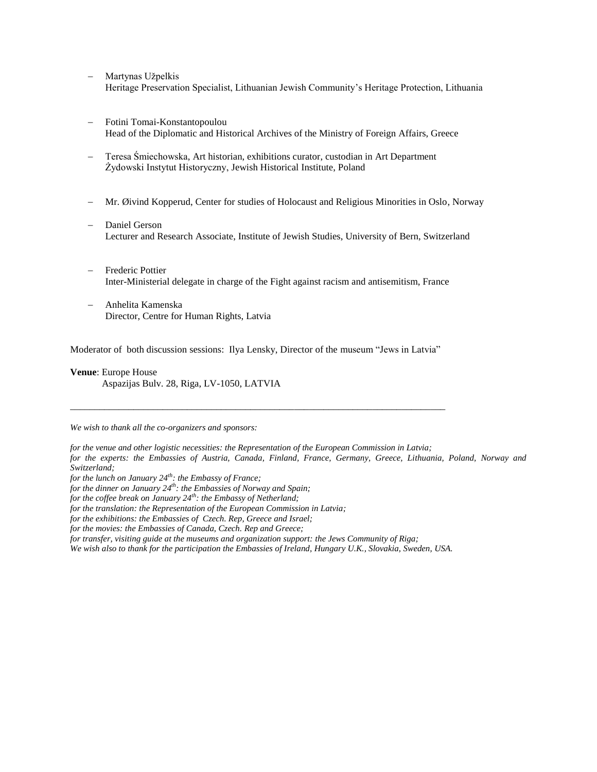- Martynas Užpelkis
  Heritage Preservation Specialist, Lithuanian Jewish Community's Heritage Protection, Lithuania

- Fotini Tomai-Konstantopoulou
  Head of the Diplomatic and Historical Archives of the Ministry of Foreign Affairs, Greece

- Teresa Śmiechowska, Art historian, exhibitions curator, custodian in Art Department
  Żydowski Instytut Historyczny, Jewish Historical Institute, Poland

- Mr. Øivind Kopperud, Center for studies of Holocaust and Religious Minorities in Oslo, Norway

- Daniel Gerson
  Lecturer and Research Associate, Institute of Jewish Studies, University of Bern, Switzerland

- Frederic Pottier
  Inter-Ministerial delegate in charge of the Fight against racism and antisemitism, France

- Anhelita Kamenska
  Director, Centre for Human Rights, Latvia

Moderator of both discussion sessions: Ilya Lensky, Director of the museum "Jews in Latvia"

**Venue**: Europe House
Aspazijas Bulv. 28, Riga, LV-1050, LATVIA

---

*We wish to thank all the co-organizers and sponsors:*

*for the venue and other logistic necessities: the Representation of the European Commission in Latvia;*
*for the experts: the Embassies of Austria, Canada, Finland, France, Germany, Greece, Lithuania, Poland, Norway and Switzerland;*
*for the lunch on January 24th: the Embassy of France;*
*for the dinner on January 24th: the Embassies of Norway and Spain;*
*for the coffee break on January 24th: the Embassy of Netherland;*
*for the translation: the Representation of the European Commission in Latvia;*
*for the exhibitions: the Embassies of Czech. Rep, Greece and Israel;*
*for the movies: the Embassies of Canada, Czech. Rep and Greece;*
*for transfer, visiting guide at the museums and organization support: the Jews Community of Riga;*
*We wish also to thank for the participation the Embassies of Ireland, Hungary U.K., Slovakia, Sweden, USA.*